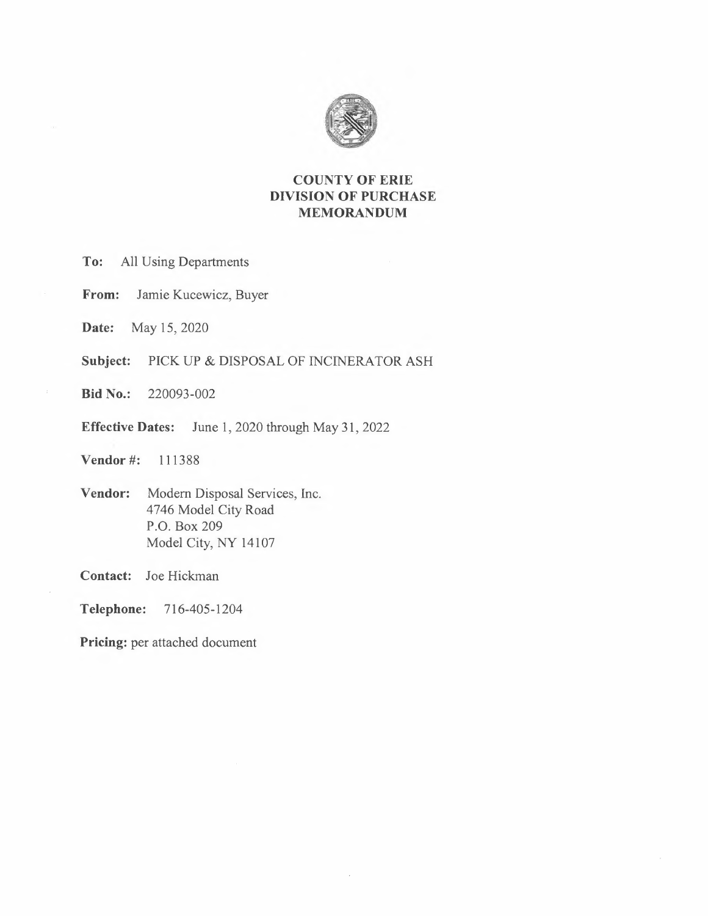# COUNTY OF ERIE
# DIVISION OF PURCHASE
# MEMORANDUM

**To:** All Using Departments

**From:** Jamie Kucewicz, Buyer

**Date:** May 15, 2020

**Subject:** PICK UP & DISPOSAL OF INCINERATOR ASH

**Bid No.:** 220093-002

**Effective Dates:** June 1, 2020 through May 31, 2022

**Vendor #:** 111388

**Vendor:** Modern Disposal Services, Inc.
4746 Model City Road
P.O. Box 209
Model City, NY 14107

**Contact:** Joe Hickman

**Telephone:** 716-405-1204

**Pricing:** per attached document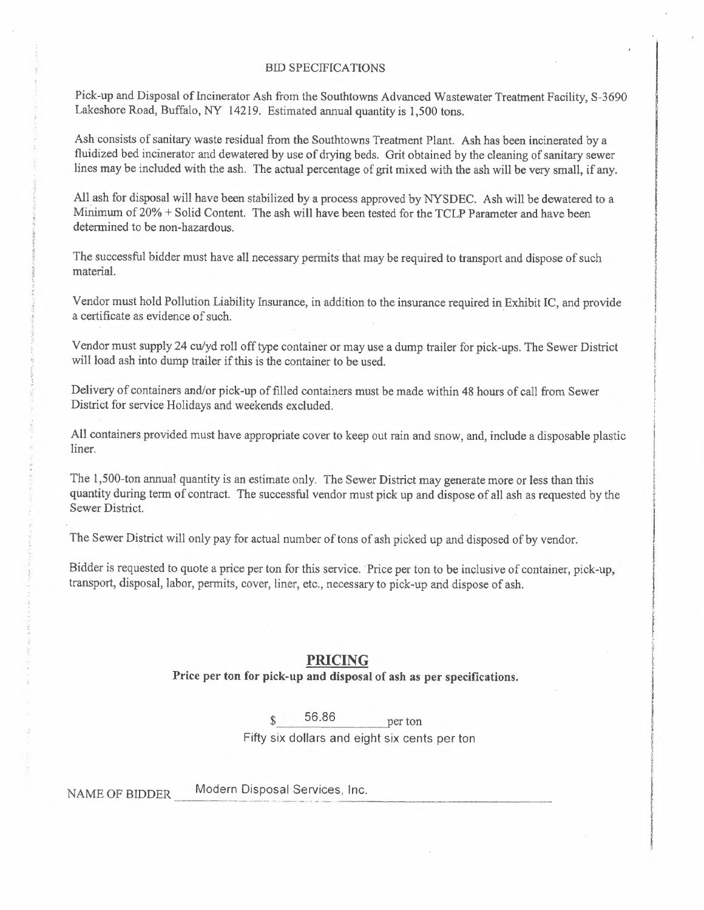## BID SPECIFICATIONS

Pick-up and Disposal of Incinerator Ash from the Southtowns Advanced Wastewater Treatment Facility, S-3690 Lakeshore Road, Buffalo, NY 14219. Estimated annual quantity is 1,500 tons.

Ash consists of sanitary waste residual from the Southtowns Treatment Plant. Ash has been incinerated by a fluidized bed incinerator and dewatered by use of drying beds. Grit obtained by the cleaning of sanitary sewer lines may be included with the ash. The actual percentage of grit mixed with the ash will be very small, if any.

All ash for disposal will have been stabilized by a process approved by NYSDEC. Ash will be dewatered to a Minimum of 20% + Solid Content. The ash will have been tested for the TCLP Parameter and have been determined to be non-hazardous.

The successful bidder must have all necessary permits that may be required to transport and dispose of such material.

Vendor must hold Pollution Liability Insurance, in addition to the insurance required in Exhibit IC, and provide a certificate as evidence of such.

Vendor must supply 24 cu/yd roll off type container or may use a dump trailer for pick-ups. The Sewer District will load ash into dump trailer if this is the container to be used.

Delivery of containers and/or pick-up of filled containers must be made within 48 hours of call from Sewer District for service Holidays and weekends excluded.

All containers provided must have appropriate cover to keep out rain and snow, and, include a disposable plastic liner.

The 1,500-ton annual quantity is an estimate only. The Sewer District may generate more or less than this quantity during term of contract. The successful vendor must pick up and dispose of all ash as requested by the Sewer District.

The Sewer District will only pay for actual number of tons of ash picked up and disposed of by vendor.

Bidder is requested to quote a price per ton for this service. Price per ton to be inclusive of container, pick-up, transport, disposal, labor, permits, cover, liner, etc., necessary to pick-up and dispose of ash.

## PRICING

**Price per ton for pick-up and disposal of ash as per specifications.**

$ 56.86 per ton

Fifty six dollars and eight six cents per ton

NAME OF BIDDER Modern Disposal Services, Inc.